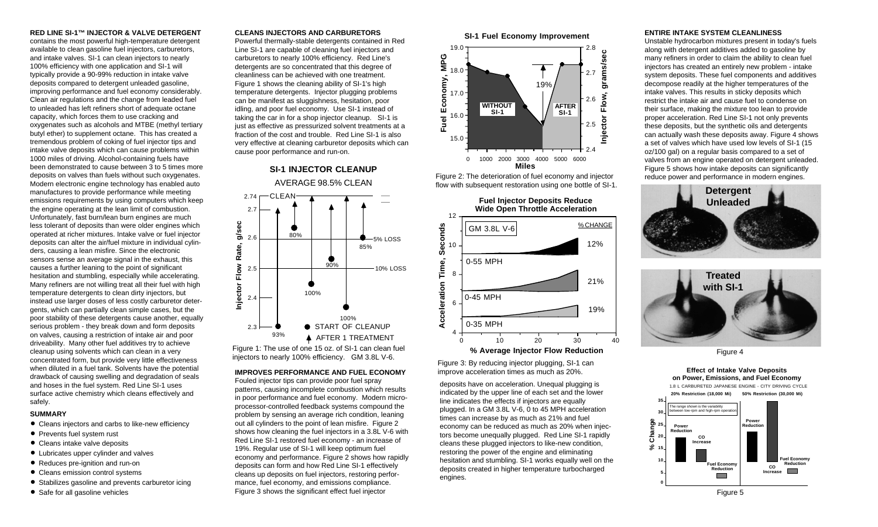### RED LINE SI-1™ INJECTOR & VALVE DETERGENT

contains the most powerful high-temperature detergent available to clean gasoline fuel injectors, carburetors, and intake valves. SI-1 can clean injectors to nearly 100% efficiency with one application and SI-1 will typically provide a 90-99% reduction in intake valve deposits compared to detergent unleaded gasoline, improving performance and fuel economy considerably. Clean air regulations and the change from leaded fuel to unleaded has left refiners short of adequate octane capacity, which forces them to use cracking and oxygenates such as alcohols and MTBE (methyl tertiary butyl ether) to supplement octane. This has created a tremendous problem of coking of fuel injector tips and intake valve deposits which can cause problems within 1000 miles of driving. Alcohol-containing fuels have been demonstrated to cause between 3 to 5 times more deposits on valves than fuels without such oxygenates. Modern electronic engine technology has enabled auto manufactures to provide performance while meeting emissions requirements by using computers which keep the engine operating at the lean limit of combustion. Unfortunately, fast burn/lean burn engines are much less tolerant of deposits than were older engines which operated at richer mixtures. Intake valve or fuel injector deposits can alter the air/fuel mixture in individual cylinders, causing a lean misfire. Since the electronic sensors sense an average signal in the exhaust, this causes a further leaning to the point of significant hesitation and stumbling, especially while accelerating. Many refiners are not willing treat all their fuel with high temperature detergents to clean dirty injectors, but instead use larger doses of less costly carburetor detergents, which can partially clean simple cases, but the poor stability of these detergents cause another, equally serious problem - they break down and form deposits on valves, causing a restriction of intake air and poor driveability. Many other fuel additives try to achieve cleanup using solvents which can clean in a very concentrated form, but provide very little effectiveness when diluted in a fuel tank. Solvents have the potential drawback of causing swelling and degradation of seals and hoses in the fuel system. Red Line SI-1 uses surface active chemistry which cleans effectively and safely.

#### SUMMARY

- Cleans injectors and carbs to like-new efficiency
- Prevents fuel system rust
- Cleans intake valve deposits
- Lubricates upper cylinder and valves
- Reduces pre-ignition and run-on
- Cleans emission control systems
- Stabilizes gasoline and prevents carburetor icing
- Safe for all gasoline vehicles

### CLEANS INJECTORS AND CARBURETORS

Powerful thermally-stable detergents contained in Red Line SI-1 are capable of cleaning fuel injectors and carburetors to nearly 100% efficiency. Red Line's detergents are so concentrated that this degree of cleanliness can be achieved with one treatment. Figure 1 shows the cleaning ability of SI-1's high temperature detergents. Injector plugging problems can be manifest as sluggishness, hesitation, poor idling, and poor fuel economy. Use SI-1 instead of taking the car in for a shop injector cleanup. SI-1 is just as effective as pressurized solvent treatments at a fraction of the cost and trouble. Red Line SI-1 is also very effective at cleaning carburetor deposits which can cause poor performance and run-on.

Figure 1: The use of one 15 oz. of SI-1 can clean fuel injectors to nearly 100% efficiency. GM 3.8L V-6.

### IMPROVES PERFORMANCE AND FUEL ECONOMY

Fouled injector tips can provide poor fuel spray patterns, causing incomplete combustion which results in poor performance and fuel economy. Modern microprocessor-controlled feedback systems compound the problem by sensing an average rich condition, leaning out all cylinders to the point of lean misfire. Figure 2 shows how cleaning the fuel injectors in a 3.8L V-6 with Red Line SI-1 restored fuel economy - an increase of 19%. Regular use of SI-1 will keep optimum fuel economy and performance. Figure 2 shows how rapidly deposits can form and how Red Line SI-1 effectively cleans up deposits on fuel injectors, restoring performance, fuel economy, and emissions compliance. Figure 3 shows the significant effect fuel injector

Figure 2: The deterioration of fuel economy and injector flow with subsequent restoration using one bottle of SI-1.

Figure 3: By reducing injector plugging, SI-1 can improve acceleration times as much as 20%.

deposits have on acceleration. Unequal plugging is indicated by the upper line of each set and the lower line indicates the effects if injectors are equally plugged. In a GM 3.8L V-6, 0 to 45 MPH acceleration times can increase by as much as 21% and fuel economy can be reduced as much as 20% when injectors become unequally plugged. Red Line SI-1 rapidly cleans these plugged injectors to like-new condition, restoring the power of the engine and eliminating hesitation and stumbling. SI-1 works equally well on the deposits created in higher temperature turbocharged engines.

### ENTIRE INTAKE SYSTEM CLEANLINESS

Unstable hydrocarbon mixtures present in today's fuels along with detergent additives added to gasoline by many refiners in order to claim the ability to clean fuel injectors has created an entirely new problem - intake system deposits. These fuel components and additives decompose readily at the higher temperatures of the intake valves. This results in sticky deposits which restrict the intake air and cause fuel to condense on their surface, making the mixture too lean to provide proper acceleration. Red Line SI-1 not only prevents these deposits, but the synthetic oils and detergents can actually wash these deposits away. Figure 4 shows a set of valves which have used low levels of SI-1 (15 oz/100 gal) on a regular basis compared to a set of valves from an engine operated on detergent unleaded. Figure 5 shows how intake deposits can significantly reduce power and performance in modern engines.

Figure 4

Figure 5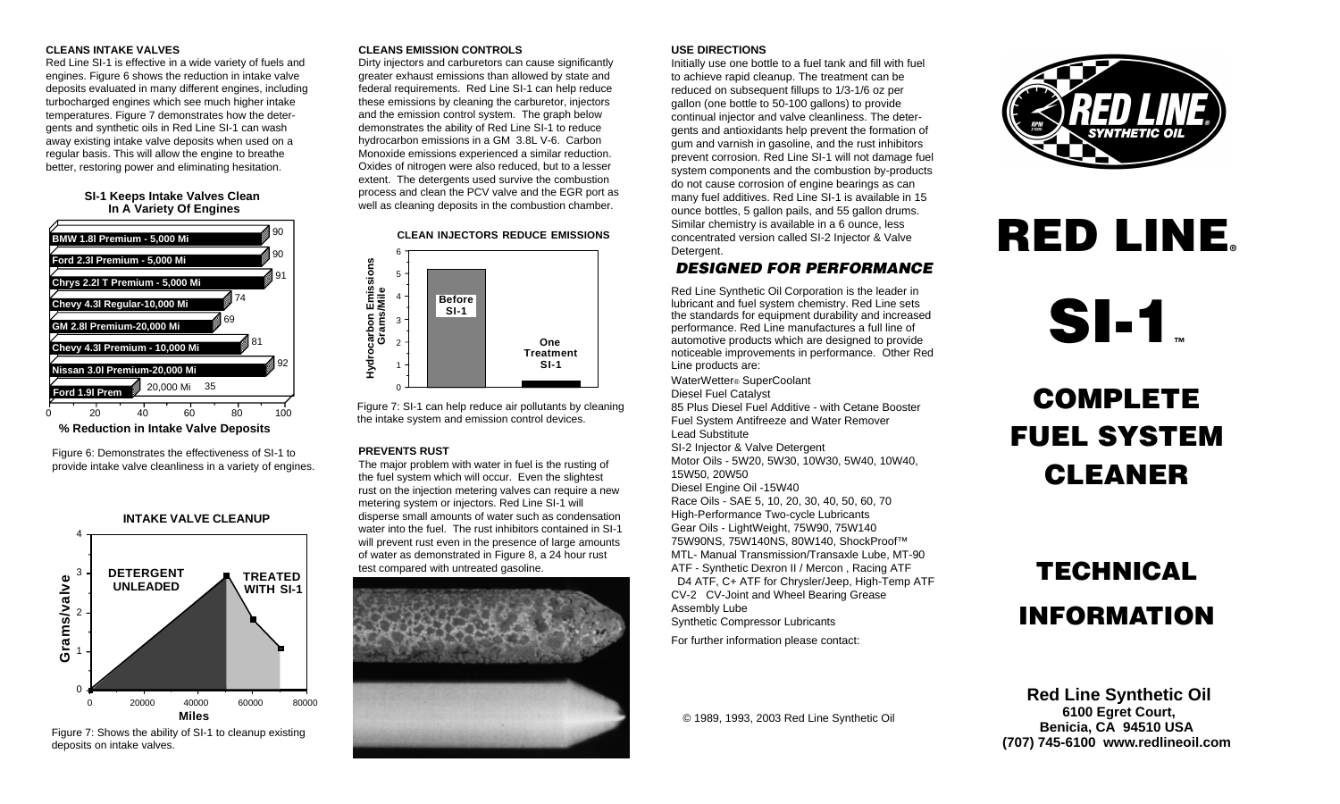### CLEANS INTAKE VALVES

Red Line SI-1 is effective in a wide variety of fuels and engines. Figure 6 shows the reduction in intake valve deposits evaluated in many different engines, including turbocharged engines which see much higher intake temperatures. Figure 7 demonstrates how the detergents and synthetic oils in Red Line SI-1 can wash away existing intake valve deposits when used on a regular basis. This will allow the engine to breathe better, restoring power and eliminating hesitation.

**SI-1 Keeps Intake Valves Clean In A Variety Of Engines**

BMW 1.8l Premium - 5,000 Mi 90
Ford 2.3l Premium - 5,000 Mi 90
Chrys 2.2l T Premium - 5,000 Mi 91
Chevy 4.3l Regular-10,000 Mi 74
GM 2.8l Premium-20,000 Mi 69
Chevy 4.3l Premium - 10,000 Mi 81
Nissan 3.0l Premium-20,000 Mi 92
Ford 1.9l Prem 20,000 Mi 35

0 20 40 60 80 100

% Reduction in Intake Valve Deposits

Figure 6: Demonstrates the effectiveness of SI-1 to provide intake valve cleanliness in a variety of engines.

**INTAKE VALVE CLEANUP**

Grams/valve
0 1 2 3 4
DETERGENT UNLEADED
TREATED WITH SI-1
0 20000 40000 60000 80000
Miles

Figure 7: Shows the ability of SI-1 to cleanup existing deposits on intake valves.

### CLEANS EMISSION CONTROLS

Dirty injectors and carburetors can cause significantly greater exhaust emissions than allowed by state and federal requirements. Red Line SI-1 can help reduce these emissions by cleaning the carburetor, injectors and the emission control system. The graph below demonstrates the ability of Red Line SI-1 to reduce hydrocarbon emissions in a GM 3.8L V-6. Carbon Monoxide emissions experienced a similar reduction. Oxides of nitrogen were also reduced, but to a lesser extent. The detergents used survive the combustion process and clean the PCV valve and the EGR port as well as cleaning deposits in the combustion chamber.

**CLEAN INJECTORS REDUCE EMISSIONS**

Hydrocarbon Emissions Grams/Mile
0 1 2 3 4 5 6
Before SI-1
One Treatment SI-1

Figure 7: SI-1 can help reduce air pollutants by cleaning the intake system and emission control devices.

### PREVENTS RUST

The major problem with water in fuel is the rusting of the fuel system which will occur. Even the slightest rust on the injection metering valves can require a new metering system or injectors. Red Line SI-1 will disperse small amounts of water such as condensation water into the fuel. The rust inhibitors contained in SI-1 will prevent rust even in the presence of large amounts of water as demonstrated in Figure 8, a 24 hour rust test compared with untreated gasoline.

### USE DIRECTIONS

Initially use one bottle to a fuel tank and fill with fuel to achieve rapid cleanup. The treatment can be reduced on subsequent fillups to 1/3-1/6 oz per gallon (one bottle to 50-100 gallons) to provide continual injector and valve cleanliness. The detergents and antioxidants help prevent the formation of gum and varnish in gasoline, and the rust inhibitors prevent corrosion. Red Line SI-1 will not damage fuel system components and the combustion by-products do not cause corrosion of engine bearings as can many fuel additives. Red Line SI-1 is available in 15 ounce bottles, 5 gallon pails, and 55 gallon drums. Similar chemistry is available in a 6 ounce, less concentrated version called SI-2 Injector & Valve Detergent.

### *DESIGNED FOR PERFORMANCE*

Red Line Synthetic Oil Corporation is the leader in lubricant and fuel system chemistry. Red Line sets the standards for equipment durability and increased performance. Red Line manufactures a full line of automotive products which are designed to provide noticeable improvements in performance. Other Red Line products are:

WaterWetter® SuperCoolant
Diesel Fuel Catalyst
85 Plus Diesel Fuel Additive - with Cetane Booster
Fuel System Antifreeze and Water Remover
Lead Substitute
SI-2 Injector & Valve Detergent
Motor Oils - 5W20, 5W30, 10W30, 5W40, 10W40, 15W50, 20W50
Diesel Engine Oil -15W40
Race Oils - SAE 5, 10, 20, 30, 40, 50, 60, 70
High-Performance Two-cycle Lubricants
Gear Oils - LightWeight, 75W90, 75W140
75W90NS, 75W140NS, 80W140, ShockProof™
MTL- Manual Transmission/Transaxle Lube, MT-90
ATF - Synthetic Dexron II / Mercon , Racing ATF
D4 ATF, C+ ATF for Chrysler/Jeep, High-Temp ATF
CV-2 CV-Joint and Wheel Bearing Grease
Assembly Lube
Synthetic Compressor Lubricants

For further information please contact:

© 1989, 1993, 2003 Red Line Synthetic Oil

# RED LINE®

# SI-1™

## COMPLETE FUEL SYSTEM CLEANER

## TECHNICAL INFORMATION

**Red Line Synthetic Oil**
**6100 Egret Court,**
**Benicia, CA 94510 USA**
**(707) 745-6100 www.redlineoil.com**